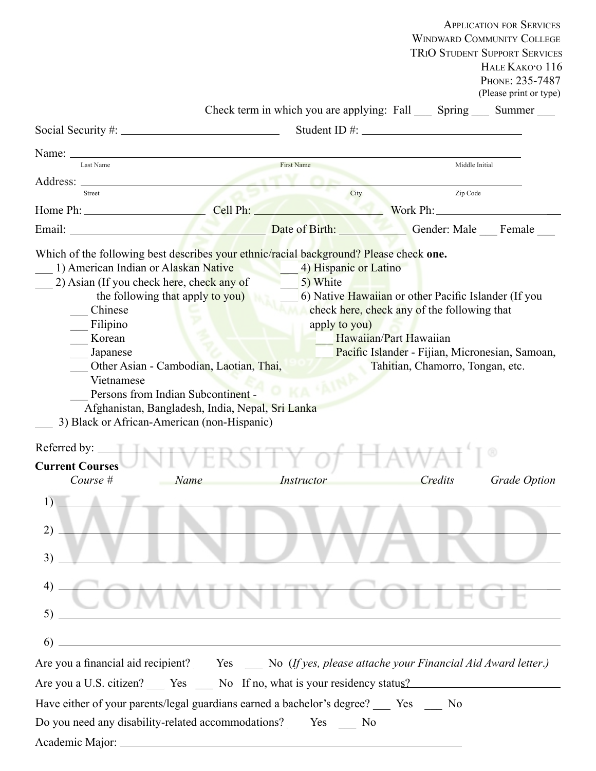Application for Services
Windward Community College
TRiO Student Support Services
Hale Kako'o 116
Phone: 235-7487
(Please print or type)

Check term in which you are applying: Fall ___ Spring ___ Summer ___

Social Security #: ____________________ Student ID #: ____________________

Name: ______________________________________________
Last Name First Name Middle Initial

Address: ______________________________________________
Street City Zip Code

Home Ph: ______________ Cell Ph: ______________ Work Ph: ______________

Email: ____________________ Date of Birth: __________ Gender: Male ___ Female ___

Which of the following best describes your ethnic/racial background? Please check **one.**

___ 1) American Indian or Alaskan Native
___ 2) Asian (If you check here, check any of the following that apply to you)
  ___ Chinese
  ___ Filipino
  ___ Korean
  ___ Japanese
  ___ Other Asian - Cambodian, Laotian, Thai, Vietnamese
  ___ Persons from Indian Subcontinent - Afghanistan, Bangladesh, India, Nepal, Sri Lanka
___ 3) Black or African-American (non-Hispanic)
___ 4) Hispanic or Latino
___ 5) White
___ 6) Native Hawaiian or other Pacific Islander (If you check here, check any of the following that apply to you)
  ___ Hawaiian/Part Hawaiian
  ___ Pacific Islander - Fijian, Micronesian, Samoan, Tahitian, Chamorro, Tongan, etc.

Referred by: ______________________________

**Current Courses**

| | *Course #* | *Name* | *Instructor* | *Credits* | *Grade Option* |
| --- | --- | --- | --- | --- | --- |
| 1) | | | | | |
| 2) | | | | | |
| 3) | | | | | |
| 4) | | | | | |
| 5) | | | | | |
| 6) | | | | | |

Are you a financial aid recipient? ___ Yes ___ No (*If yes, please attache your Financial Aid Award letter.*)

Are you a U.S. citizen? ___ Yes ___ No If no, what is your residency status? ______________

Have either of your parents/legal guardians earned a bachelor's degree? ___ Yes ___ No

Do you need any disability-related accommodations? ___ Yes ___ No

Academic Major: ______________________________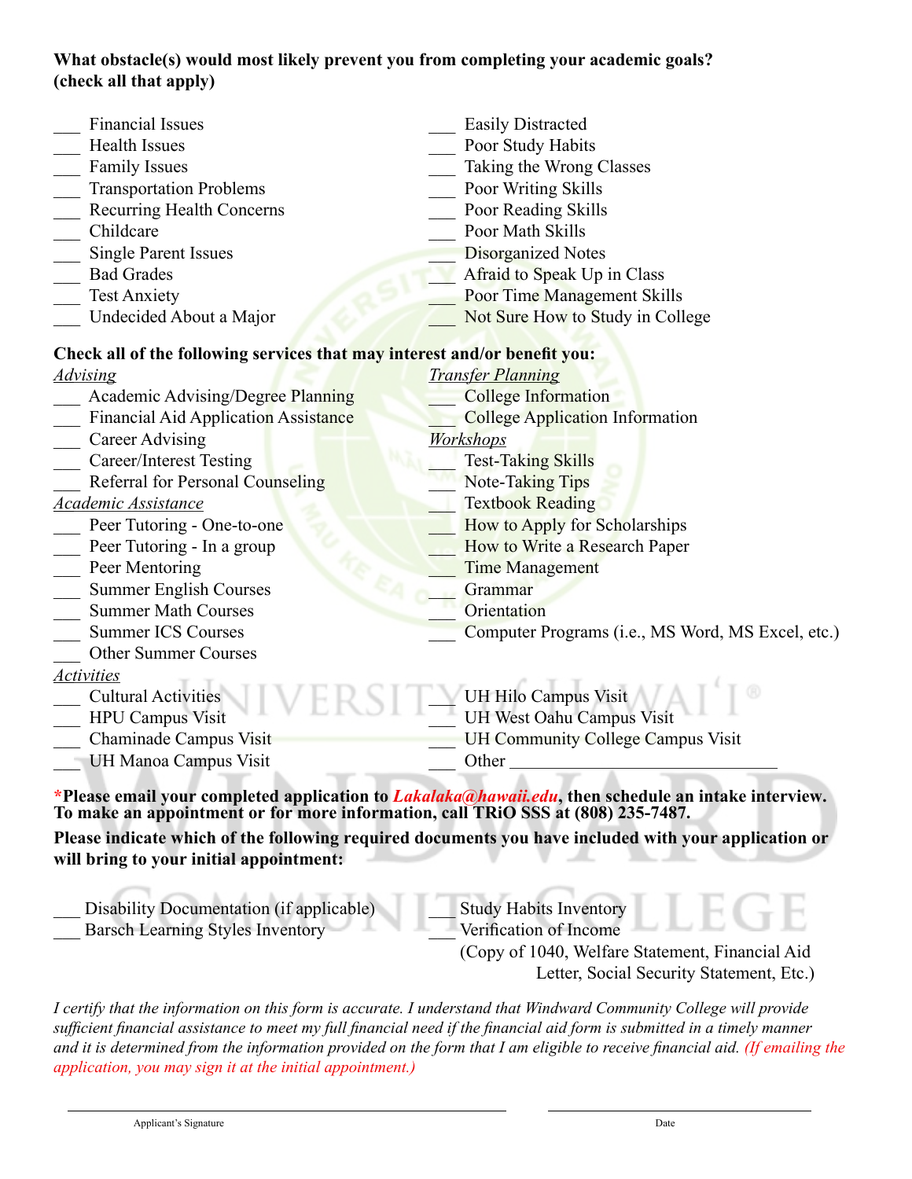**What obstacle(s) would most likely prevent you from completing your academic goals? (check all that apply)**

___ Financial Issues
___ Health Issues
___ Family Issues
___ Transportation Problems
___ Recurring Health Concerns
___ Childcare
___ Single Parent Issues
___ Bad Grades
___ Test Anxiety
___ Undecided About a Major
___ Easily Distracted
___ Poor Study Habits
___ Taking the Wrong Classes
___ Poor Writing Skills
___ Poor Reading Skills
___ Poor Math Skills
___ Disorganized Notes
___ Afraid to Speak Up in Class
___ Poor Time Management Skills
___ Not Sure How to Study in College

**Check all of the following services that may interest and/or benefit you:**

*Advising*

___ Academic Advising/Degree Planning
___ Financial Aid Application Assistance
___ Career Advising
___ Career/Interest Testing
___ Referral for Personal Counseling

*Academic Assistance*

___ Peer Tutoring - One-to-one
___ Peer Tutoring - In a group
___ Peer Mentoring
___ Summer English Courses
___ Summer Math Courses
___ Summer ICS Courses
___ Other Summer Courses

*Transfer Planning*

___ College Information
___ College Application Information

*Workshops*

___ Test-Taking Skills
___ Note-Taking Tips
___ Textbook Reading
___ How to Apply for Scholarships
___ How to Write a Research Paper
___ Time Management
___ Grammar
___ Orientation
___ Computer Programs (i.e., MS Word, MS Excel, etc.)

*Activities*

___ Cultural Activities
___ HPU Campus Visit
___ Chaminade Campus Visit
___ UH Manoa Campus Visit
___ UH Hilo Campus Visit
___ UH West Oahu Campus Visit
___ UH Community College Campus Visit
___ Other ______________________________

***Please email your completed application to *Lakalaka@hawaii.edu*, then schedule an intake interview. To make an appointment or for more information, call TRiO SSS at (808) 235-7487.**

**Please indicate which of the following required documents you have included with your application or will bring to your initial appointment:**

___ Disability Documentation (if applicable)
___ Barsch Learning Styles Inventory
___ Study Habits Inventory
___ Verification of Income
(Copy of 1040, Welfare Statement, Financial Aid Letter, Social Security Statement, Etc.)

*I certify that the information on this form is accurate. I understand that Windward Community College will provide sufficient financial assistance to meet my full financial need if the financial aid form is submitted in a timely manner and it is determined from the information provided on the form that I am eligible to receive financial aid. (If emailing the application, you may sign it at the initial appointment.)*

______________________________________ Applicant's Signature

______________________ Date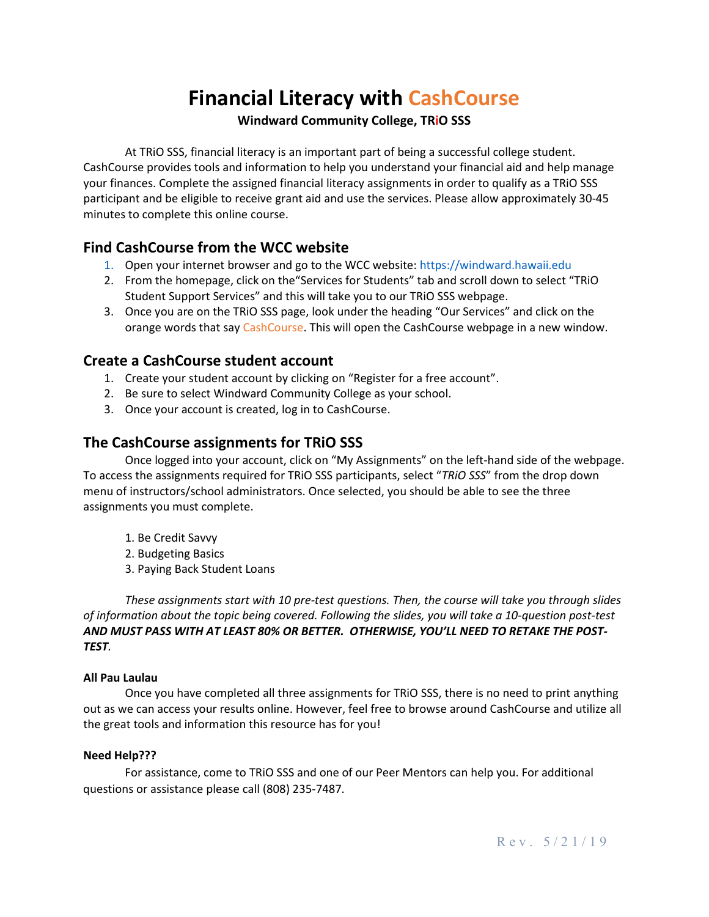# Financial Literacy with CashCourse

**Windward Community College, TRiO SSS**

At TRiO SSS, financial literacy is an important part of being a successful college student. CashCourse provides tools and information to help you understand your financial aid and help manage your finances. Complete the assigned financial literacy assignments in order to qualify as a TRiO SSS participant and be eligible to receive grant aid and use the services. Please allow approximately 30-45 minutes to complete this online course.

## Find CashCourse from the WCC website

1. Open your internet browser and go to the WCC website: https://windward.hawaii.edu
2. From the homepage, click on the "Services for Students" tab and scroll down to select "TRiO Student Support Services" and this will take you to our TRiO SSS webpage.
3. Once you are on the TRiO SSS page, look under the heading "Our Services" and click on the orange words that say CashCourse. This will open the CashCourse webpage in a new window.

## Create a CashCourse student account

1. Create your student account by clicking on "Register for a free account".
2. Be sure to select Windward Community College as your school.
3. Once your account is created, log in to CashCourse.

## The CashCourse assignments for TRiO SSS

Once logged into your account, click on "My Assignments" on the left-hand side of the webpage. To access the assignments required for TRiO SSS participants, select "*TRiO SSS*" from the drop down menu of instructors/school administrators. Once selected, you should be able to see the three assignments you must complete.

1. Be Credit Savvy
2. Budgeting Basics
3. Paying Back Student Loans

*These assignments start with 10 pre-test questions. Then, the course will take you through slides of information about the topic being covered. Following the slides, you will take a 10-question post-test* ***AND MUST PASS WITH AT LEAST 80% OR BETTER. OTHERWISE, YOU'LL NEED TO RETAKE THE POST-TEST****.*

**All Pau Laulau**

Once you have completed all three assignments for TRiO SSS, there is no need to print anything out as we can access your results online. However, feel free to browse around CashCourse and utilize all the great tools and information this resource has for you!

**Need Help???**

For assistance, come to TRiO SSS and one of our Peer Mentors can help you. For additional questions or assistance please call (808) 235-7487.

Rev. 5/21/19